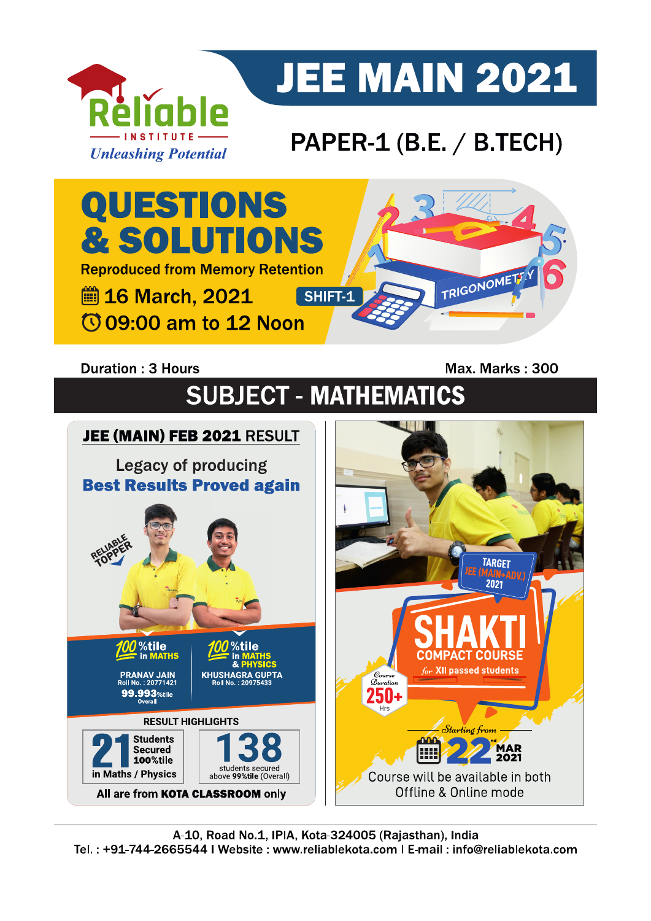# JEE MAIN 2021

Reliable INSTITUTE
*Unleashing Potential*

## PAPER-1 (B.E. / B.TECH)

# QUESTIONS & SOLUTIONS

Reproduced from Memory Retention

16 March, 2021 **SHIFT-1**

09:00 am to 12 Noon

Duration : 3 Hours Max. Marks : 300

## SUBJECT - MATHEMATICS

### JEE (MAIN) FEB 2021 RESULT

Legacy of producing
**Best Results Proved again**

RELIABLE TOPPER

**100%tile** in MATHS
PRANAV JAIN
Roll No. : 20771421
**99.993%tile** Overall

**100%tile** in MATHS & PHYSICS
KHUSHAGRA GUPTA
Roll No. : 20975433

RESULT HIGHLIGHTS

**21** Students Secured 100%tile in Maths / Physics

**138** students secured above 99%tile (Overall)

All are from **KOTA CLASSROOM** only

TARGET JEE (MAIN+ADV.) 2021

**SHAKTI**
COMPACT COURSE
*for* XII passed students

Course Duration **250+** Hrs

*Starting from* **22**[nd] MAR 2021

Course will be available in both Offline & Online mode

A-10, Road No.1, IPIA, Kota-324005 (Rajasthan), India
Tel. : +91-744-2665544 I Website : www.reliablekota.com I E-mail : info@reliablekota.com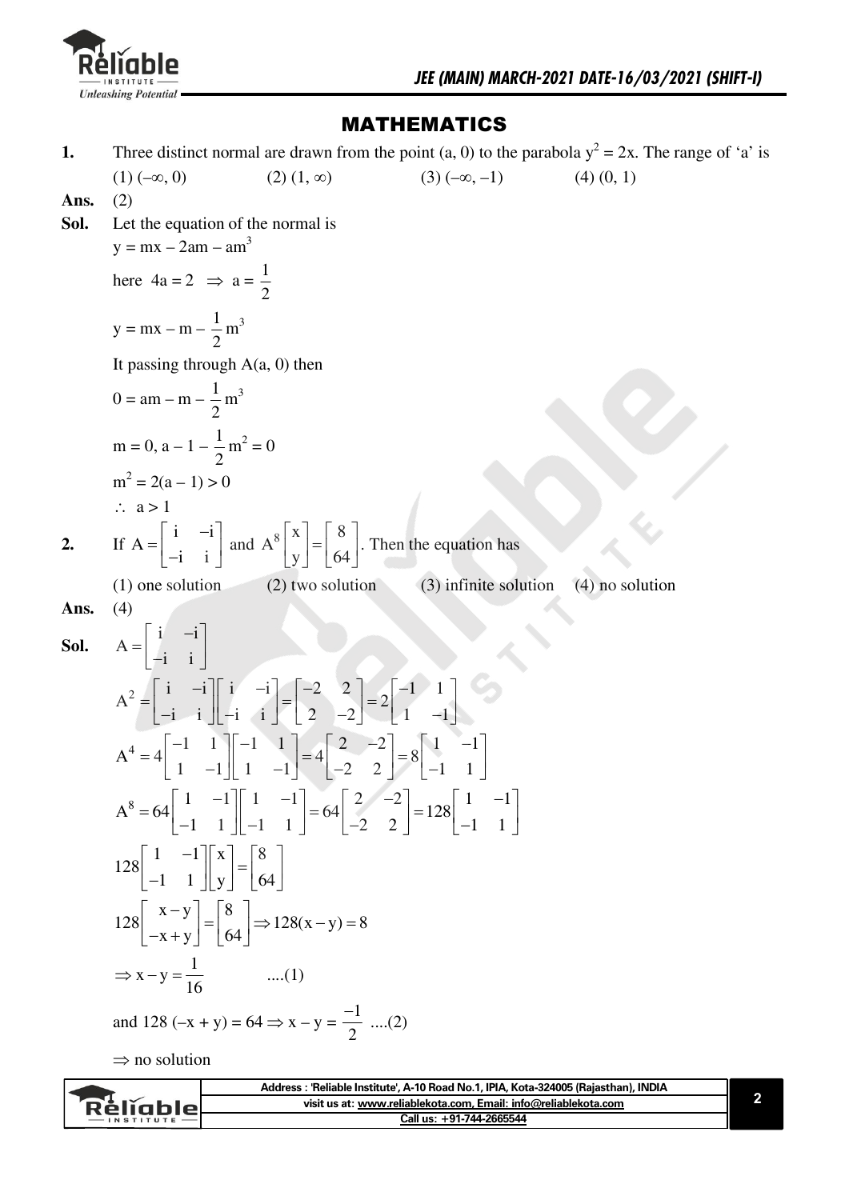## MATHEMATICS

**1.** Three distinct normal are drawn from the point (a, 0) to the parabola $y^2 = 2x$. The range of 'a' is

(1) $(-\infty, 0)$ (2) $(1, \infty)$ (3) $(-\infty, -1)$ (4) $(0, 1)$

**Ans.** (2)

**Sol.** Let the equation of the normal is

$y = mx - 2am - am^3$

here $4a = 2 \Rightarrow a = \frac{1}{2}$

$y = mx - m - \frac{1}{2}m^3$

It passing through A(a, 0) then

$0 = am - m - \frac{1}{2}m^3$

$m = 0, a - 1 - \frac{1}{2}m^2 = 0$

$m^2 = 2(a - 1) > 0$

$\therefore\ a > 1$

**2.** If $A = \begin{bmatrix} i & -i \\ -i & i \end{bmatrix}$ and $A^8 \begin{bmatrix} x \\ y \end{bmatrix} = \begin{bmatrix} 8 \\ 64 \end{bmatrix}$. Then the equation has

(1) one solution (2) two solution (3) infinite solution (4) no solution

**Ans.** (4)

**Sol.** $A = \begin{bmatrix} i & -i \\ -i & i \end{bmatrix}$

$$A^2 = \begin{bmatrix} i & -i \\ -i & i \end{bmatrix}\begin{bmatrix} i & -i \\ -i & i \end{bmatrix} = \begin{bmatrix} -2 & 2 \\ 2 & -2 \end{bmatrix} = 2\begin{bmatrix} -1 & 1 \\ 1 & -1 \end{bmatrix}$$

$$A^4 = 4\begin{bmatrix} -1 & 1 \\ 1 & -1 \end{bmatrix}\begin{bmatrix} -1 & 1 \\ 1 & -1 \end{bmatrix} = 4\begin{bmatrix} 2 & -2 \\ -2 & 2 \end{bmatrix} = 8\begin{bmatrix} 1 & -1 \\ -1 & 1 \end{bmatrix}$$

$$A^8 = 64\begin{bmatrix} 1 & -1 \\ -1 & 1 \end{bmatrix}\begin{bmatrix} 1 & -1 \\ -1 & 1 \end{bmatrix} = 64\begin{bmatrix} 2 & -2 \\ -2 & 2 \end{bmatrix} = 128\begin{bmatrix} 1 & -1 \\ -1 & 1 \end{bmatrix}$$

$$128\begin{bmatrix} 1 & -1 \\ -1 & 1 \end{bmatrix}\begin{bmatrix} x \\ y \end{bmatrix} = \begin{bmatrix} 8 \\ 64 \end{bmatrix}$$

$$128\begin{bmatrix} x-y \\ -x+y \end{bmatrix} = \begin{bmatrix} 8 \\ 64 \end{bmatrix} \Rightarrow 128(x-y) = 8$$

$\Rightarrow x - y = \frac{1}{16}$ ....(1)

and $128(-x + y) = 64 \Rightarrow x - y = \frac{-1}{2}$ ....(2)

$\Rightarrow$ no solution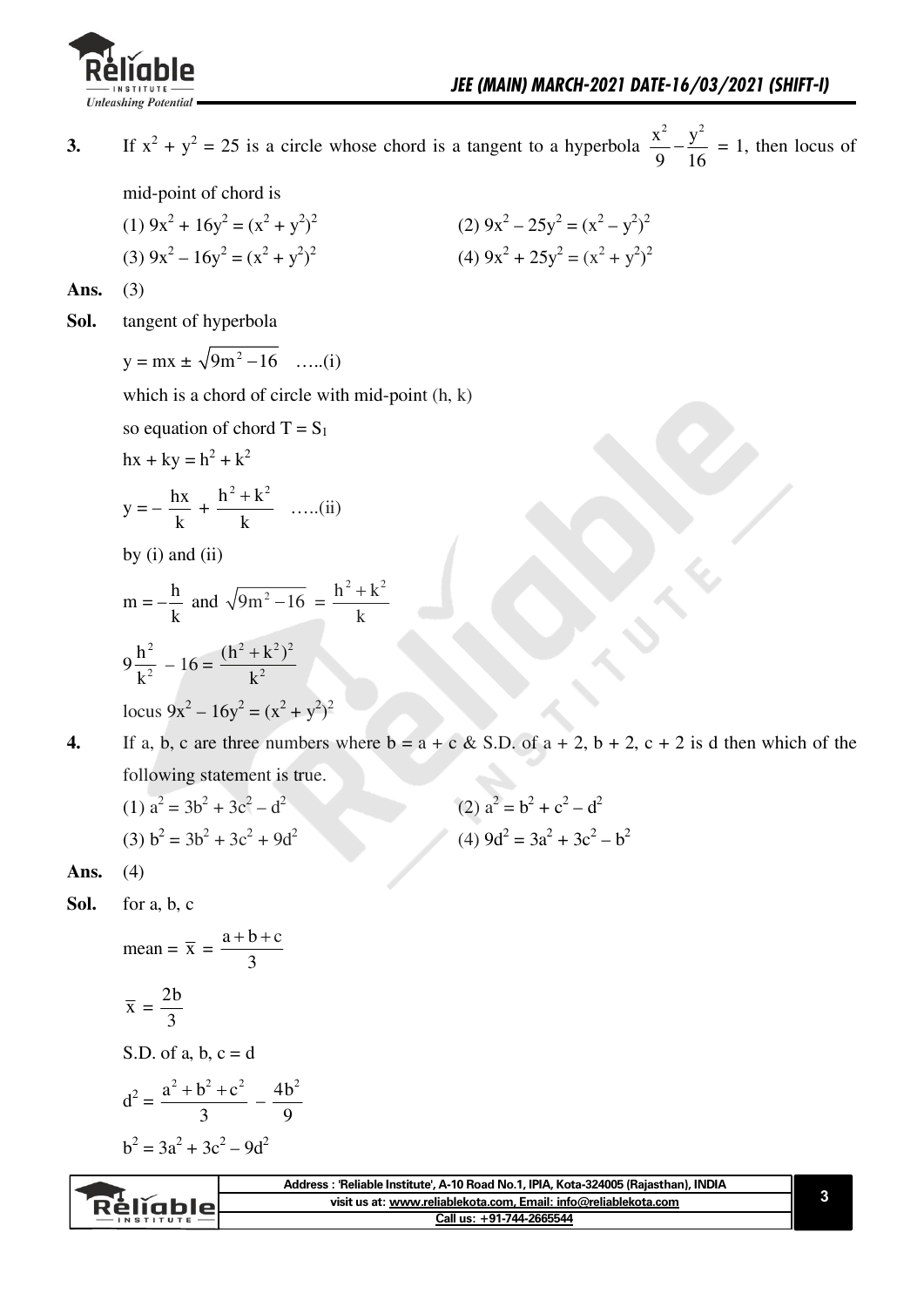**3.** If $x^2 + y^2 = 25$ is a circle whose chord is a tangent to a hyperbola $\frac{x^2}{9} - \frac{y^2}{16} = 1$, then locus of mid-point of chord is

(1) $9x^2 + 16y^2 = (x^2 + y^2)^2$ (2) $9x^2 - 25y^2 = (x^2 - y^2)^2$

(3) $9x^2 - 16y^2 = (x^2 + y^2)^2$ (4) $9x^2 + 25y^2 = (x^2 + y^2)^2$

**Ans.** (3)

**Sol.** tangent of hyperbola

$y = mx \pm \sqrt{9m^2 - 16}$ .....(i)

which is a chord of circle with mid-point (h, k)

so equation of chord $T = S_1$

$hx + ky = h^2 + k^2$

$y = -\frac{hx}{k} + \frac{h^2 + k^2}{k}$ .....(ii)

by (i) and (ii)

$m = -\frac{h}{k}$ and $\sqrt{9m^2 - 16} = \frac{h^2 + k^2}{k}$

$9\frac{h^2}{k^2} - 16 = \frac{(h^2 + k^2)^2}{k^2}$

locus $9x^2 - 16y^2 = (x^2 + y^2)^2$

**4.** If a, b, c are three numbers where $b = a + c$ & S.D. of $a + 2$, $b + 2$, $c + 2$ is d then which of the following statement is true.

(1) $a^2 = 3b^2 + 3c^2 - d^2$ (2) $a^2 = b^2 + c^2 - d^2$

(3) $b^2 = 3b^2 + 3c^2 + 9d^2$ (4) $9d^2 = 3a^2 + 3c^2 - b^2$

**Ans.** (4)

**Sol.** for a, b, c

mean $= \bar{x} = \frac{a + b + c}{3}$

$\bar{x} = \frac{2b}{3}$

S.D. of a, b, c = d

$d^2 = \frac{a^2 + b^2 + c^2}{3} - \frac{4b^2}{9}$

$b^2 = 3a^2 + 3c^2 - 9d^2$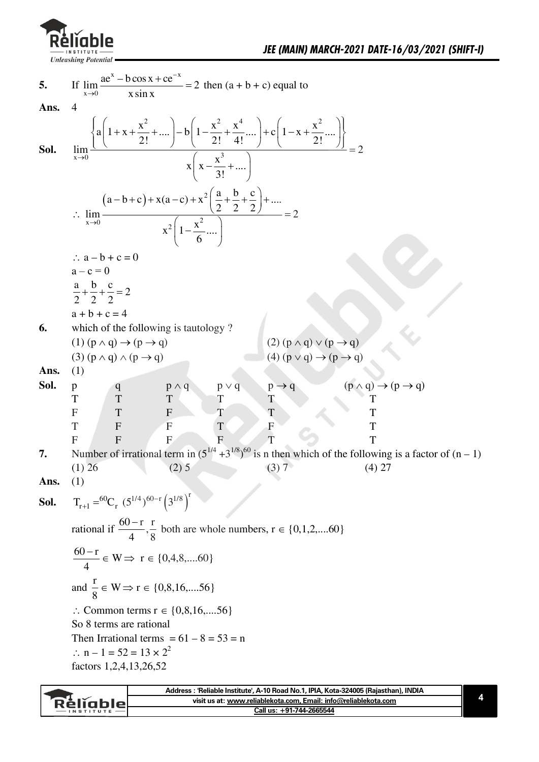**5.** If $\lim\limits_{x\to 0}\dfrac{ae^{x}-b\cos x+ce^{-x}}{x\sin x}=2$ then (a + b + c) equal to

**Ans.** 4

**Sol.** $$\lim_{x\to 0}\frac{\left\{a\left(1+x+\frac{x^2}{2!}+....\right)-b\left(1-\frac{x^2}{2!}+\frac{x^4}{4!}....\right)+c\left(1-x+\frac{x^2}{2!}....\right)\right\}}{x\left(x-\frac{x^3}{3!}+....\right)}=2$$

$$\therefore \lim_{x\to 0}\frac{(a-b+c)+x(a-c)+x^2\left(\frac{a}{2}+\frac{b}{2}+\frac{c}{2}\right)+....}{x^2\left(1-\frac{x^2}{6}....\right)}=2$$

$\therefore a-b+c=0$

$a-c=0$

$\frac{a}{2}+\frac{b}{2}+\frac{c}{2}=2$

$a+b+c=4$

**6.** which of the following is tautology ?

(1) $(p\wedge q)\rightarrow(p\rightarrow q)$ (2) $(p\wedge q)\vee(p\rightarrow q)$

(3) $(p\wedge q)\wedge(p\rightarrow q)$ (4) $(p\vee q)\rightarrow(p\rightarrow q)$

**Ans.** (1)

**Sol.**

| p | q | $p\wedge q$ | $p\vee q$ | $p\rightarrow q$ | $(p\wedge q)\rightarrow(p\rightarrow q)$ |
|---|---|---|---|---|---|
| T | T | T | T | T | T |
| F | T | F | T | T | T |
| T | F | F | T | F | T |
| F | F | F | F | T | T |

**7.** Number of irrational term in $(5^{1/4}+3^{1/8})^{60}$ is n then which of the following is a factor of (n – 1)

(1) 26 (2) 5 (3) 7 (4) 27

**Ans.** (1)

**Sol.** $T_{r+1}={}^{60}C_r\,(5^{1/4})^{60-r}\left(3^{1/8}\right)^r$

rational if $\frac{60-r}{4},\frac{r}{8}$ both are whole numbers, $r\in\{0,1,2,....60\}$

$\frac{60-r}{4}\in W\Rightarrow r\in\{0,4,8,....60\}$

and $\frac{r}{8}\in W\Rightarrow r\in\{0,8,16,....56\}$

$\therefore$ Common terms $r\in\{0,8,16,....56\}$

So 8 terms are rational

Then Irrational terms $=61-8=53=n$

$\therefore n-1=52=13\times 2^2$

factors 1,2,4,13,26,52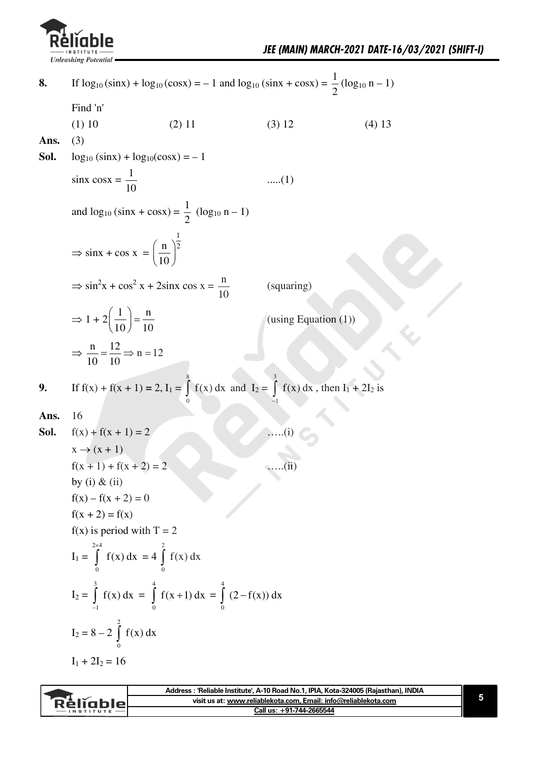**8.** If $\log_{10}(\sin x) + \log_{10}(\cos x) = -1$ and $\log_{10}(\sin x + \cos x) = \frac{1}{2}(\log_{10} n - 1)$

Find 'n'

(1) 10 (2) 11 (3) 12 (4) 13

**Ans.** (3)

**Sol.** $\log_{10}(\sin x) + \log_{10}(\cos x) = -1$

$\sin x \cos x = \frac{1}{10}$ .....(1)

and $\log_{10}(\sin x + \cos x) = \frac{1}{2}(\log_{10} n - 1)$

$\Rightarrow \sin x + \cos x = \left(\frac{n}{10}\right)^{\frac{1}{2}}$

$\Rightarrow \sin^2 x + \cos^2 x + 2\sin x \cos x = \frac{n}{10}$ (squaring)

$\Rightarrow 1 + 2\left(\frac{1}{10}\right) = \frac{n}{10}$ (using Equation (1))

$\Rightarrow \frac{n}{10} = \frac{12}{10} \Rightarrow n = 12$

**9.** If $f(x) + f(x+1) = 2$, $I_1 = \int_0^8 f(x)\,dx$ and $I_2 = \int_{-1}^3 f(x)\,dx$, then $I_1 + 2I_2$ is

**Ans.** 16

**Sol.** $f(x) + f(x+1) = 2$ .....(i)

$x \to (x+1)$

$f(x+1) + f(x+2) = 2$ .....(ii)

by (i) & (ii)

$f(x) - f(x+2) = 0$

$f(x+2) = f(x)$

$f(x)$ is period with $T = 2$

$I_1 = \int_0^{2\times 4} f(x)\,dx = 4\int_0^2 f(x)\,dx$

$I_2 = \int_{-1}^3 f(x)\,dx = \int_0^4 f(x+1)\,dx = \int_0^4 (2 - f(x))\,dx$

$I_2 = 8 - 2\int_0^2 f(x)\,dx$

$I_1 + 2I_2 = 16$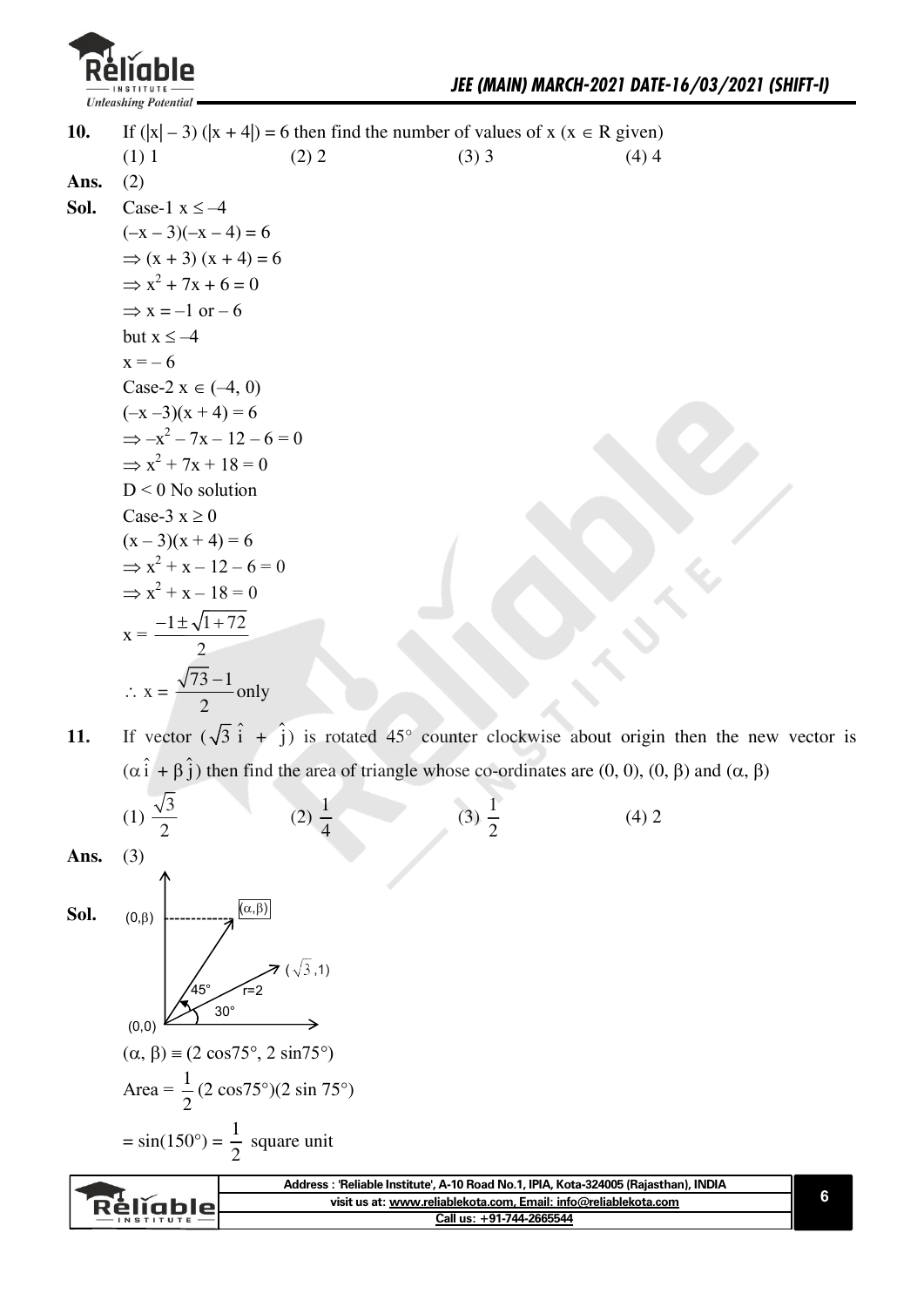**10.** If $(|x| - 3)(|x + 4|) = 6$ then find the number of values of x ($x \in R$ given)

(1) 1 (2) 2 (3) 3 (4) 4

**Ans.** (2)

**Sol.** Case-1 $x \le -4$

$(-x - 3)(-x - 4) = 6$

$\Rightarrow (x + 3)(x + 4) = 6$

$\Rightarrow x^2 + 7x + 6 = 0$

$\Rightarrow x = -1$ or $-6$

but $x \le -4$

$x = -6$

Case-2 $x \in (-4, 0)$

$(-x - 3)(x + 4) = 6$

$\Rightarrow -x^2 - 7x - 12 - 6 = 0$

$\Rightarrow x^2 + 7x + 18 = 0$

$D < 0$ No solution

Case-3 $x \ge 0$

$(x - 3)(x + 4) = 6$

$\Rightarrow x^2 + x - 12 - 6 = 0$

$\Rightarrow x^2 + x - 18 = 0$

$$x = \frac{-1 \pm \sqrt{1 + 72}}{2}$$

$$\therefore x = \frac{\sqrt{73} - 1}{2} \text{ only}$$

**11.** If vector $(\sqrt{3}\,\hat{i} + \hat{j})$ is rotated 45° counter clockwise about origin then the new vector is $(\alpha\,\hat{i} + \beta\,\hat{j})$ then find the area of triangle whose co-ordinates are $(0, 0)$, $(0, \beta)$ and $(\alpha, \beta)$

(1) $\frac{\sqrt{3}}{2}$ (2) $\frac{1}{4}$ (3) $\frac{1}{2}$ (4) 2

**Ans.** (3)

**Sol.**

$(0,\beta)$ $(\alpha,\beta)$ $(\sqrt{3},1)$ 45° r=2 30° (0,0)

$(\alpha, \beta) \equiv (2\cos 75°, 2\sin 75°)$

$$\text{Area} = \frac{1}{2}(2\cos 75°)(2\sin 75°)$$

$$= \sin(150°) = \frac{1}{2} \text{ square unit}$$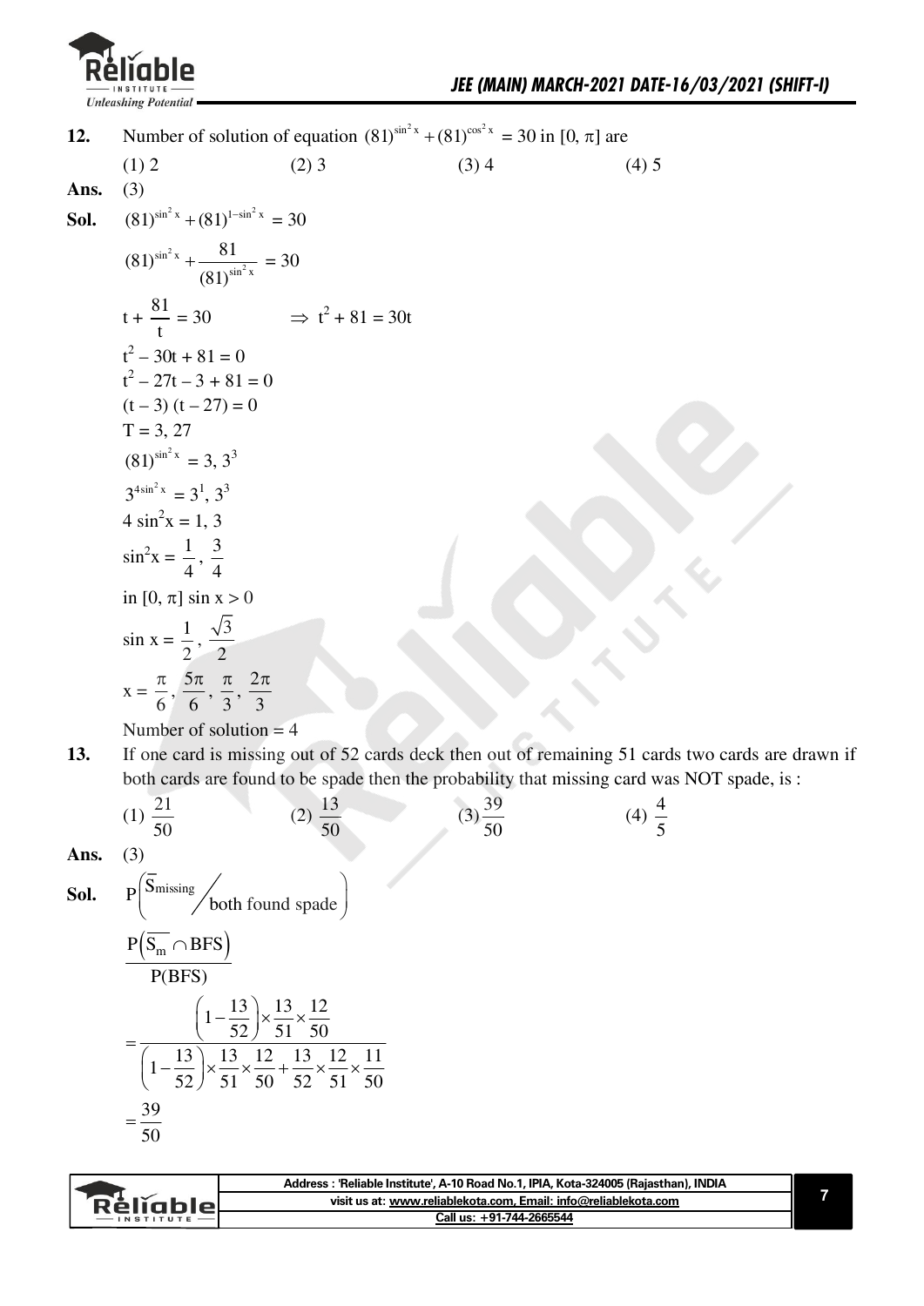**12.** Number of solution of equation $(81)^{\sin^2 x} + (81)^{\cos^2 x} = 30$ in $[0, \pi]$ are

(1) 2 (2) 3 (3) 4 (4) 5

**Ans.** (3)

**Sol.** $(81)^{\sin^2 x} + (81)^{1-\sin^2 x} = 30$

$(81)^{\sin^2 x} + \dfrac{81}{(81)^{\sin^2 x}} = 30$

$t + \dfrac{81}{t} = 30 \qquad \Rightarrow t^2 + 81 = 30t$

$t^2 - 30t + 81 = 0$

$t^2 - 27t - 3 + 81 = 0$

$(t - 3)(t - 27) = 0$

$T = 3, 27$

$(81)^{\sin^2 x} = 3, 3^3$

$3^{4\sin^2 x} = 3^1, 3^3$

$4 \sin^2 x = 1, 3$

$\sin^2 x = \dfrac{1}{4}, \dfrac{3}{4}$

in $[0, \pi]$ $\sin x > 0$

$\sin x = \dfrac{1}{2}, \dfrac{\sqrt{3}}{2}$

$x = \dfrac{\pi}{6}, \dfrac{5\pi}{6}, \dfrac{\pi}{3}, \dfrac{2\pi}{3}$

Number of solution = 4

**13.** If one card is missing out of 52 cards deck then out of remaining 51 cards two cards are drawn if both cards are found to be spade then the probability that missing card was NOT spade, is :

(1) $\dfrac{21}{50}$ (2) $\dfrac{13}{50}$ (3) $\dfrac{39}{50}$ (4) $\dfrac{4}{5}$

**Ans.** (3)

**Sol.** $P\left(\overline{S}_{\text{missing}} \Big/ \text{both found spade}\right)$

$$\frac{P\left(\overline{S_m} \cap \text{BFS}\right)}{P(\text{BFS})}$$

$$= \frac{\left(1 - \frac{13}{52}\right) \times \frac{13}{51} \times \frac{12}{50}}{\left(1 - \frac{13}{52}\right) \times \frac{13}{51} \times \frac{12}{50} + \frac{13}{52} \times \frac{12}{51} \times \frac{11}{50}}$$

$$= \frac{39}{50}$$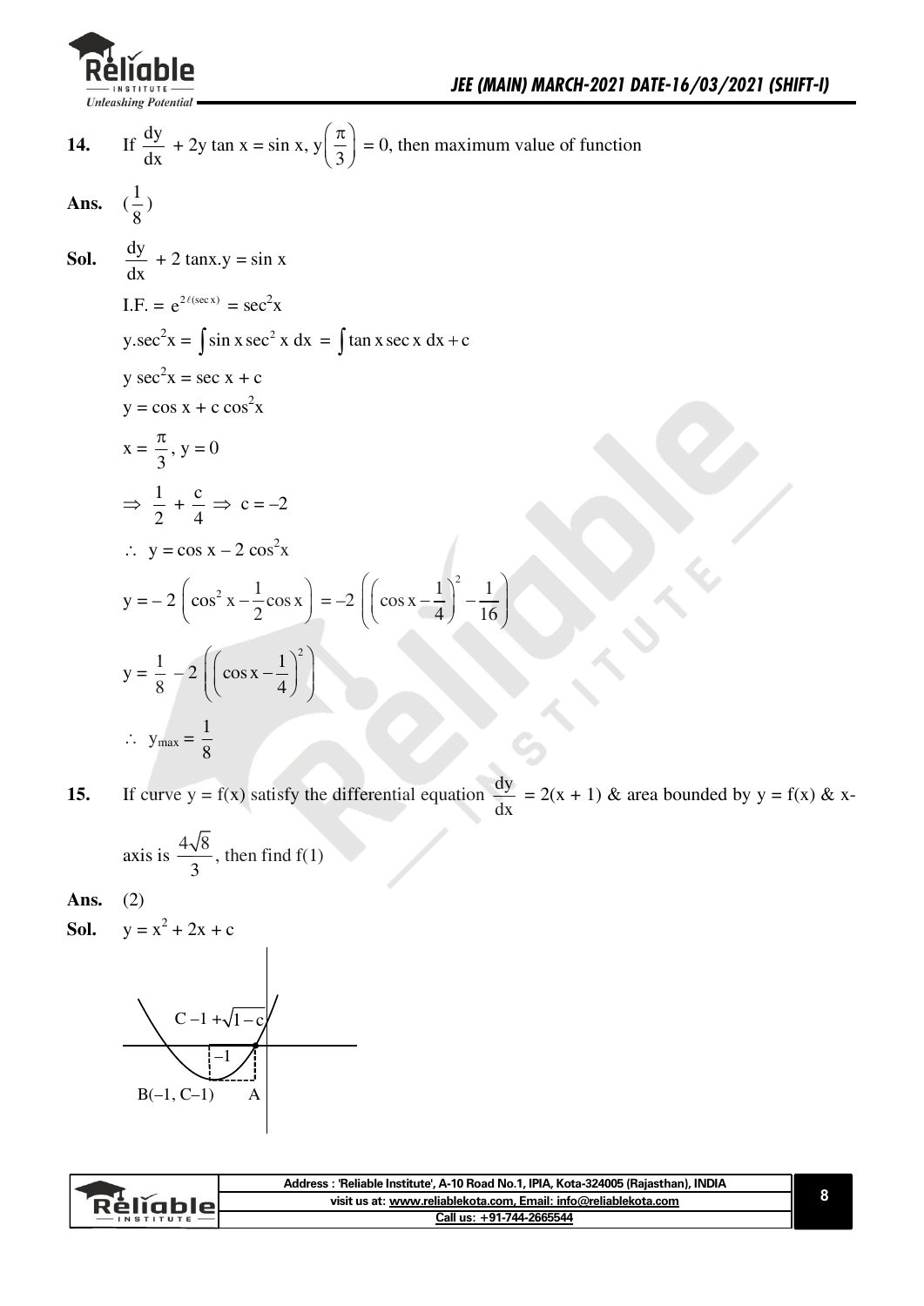**14.** If $\frac{dy}{dx} + 2y \tan x = \sin x$, $y\left(\frac{\pi}{3}\right) = 0$, then maximum value of function

**Ans.** $(\frac{1}{8})$

**Sol.** $\frac{dy}{dx} + 2 \tan x . y = \sin x$

I.F. $= e^{2\ell(\sec x)} = \sec^2 x$

$y.\sec^2 x = \int \sin x \sec^2 x \, dx = \int \tan x \sec x \, dx + c$

$y \sec^2 x = \sec x + c$

$y = \cos x + c \cos^2 x$

$x = \frac{\pi}{3}, y = 0$

$\Rightarrow \frac{1}{2} + \frac{c}{4} \Rightarrow c = -2$

$\therefore \; y = \cos x - 2\cos^2 x$

$y = -2\left(\cos^2 x - \frac{1}{2}\cos x\right) = -2\left(\left(\cos x - \frac{1}{4}\right)^2 - \frac{1}{16}\right)$

$y = \frac{1}{8} - 2\left(\left(\cos x - \frac{1}{4}\right)^2\right)$

$\therefore \; y_{max} = \frac{1}{8}$

**15.** If curve $y = f(x)$ satisfy the differential equation $\frac{dy}{dx} = 2(x + 1)$ & area bounded by $y = f(x)$ & x-axis is $\frac{4\sqrt{8}}{3}$, then find f(1)

**Ans.** (2)

**Sol.** $y = x^2 + 2x + c$

$C - 1 + \sqrt{1-c}$

$-1$

$B(-1, C-1)$ A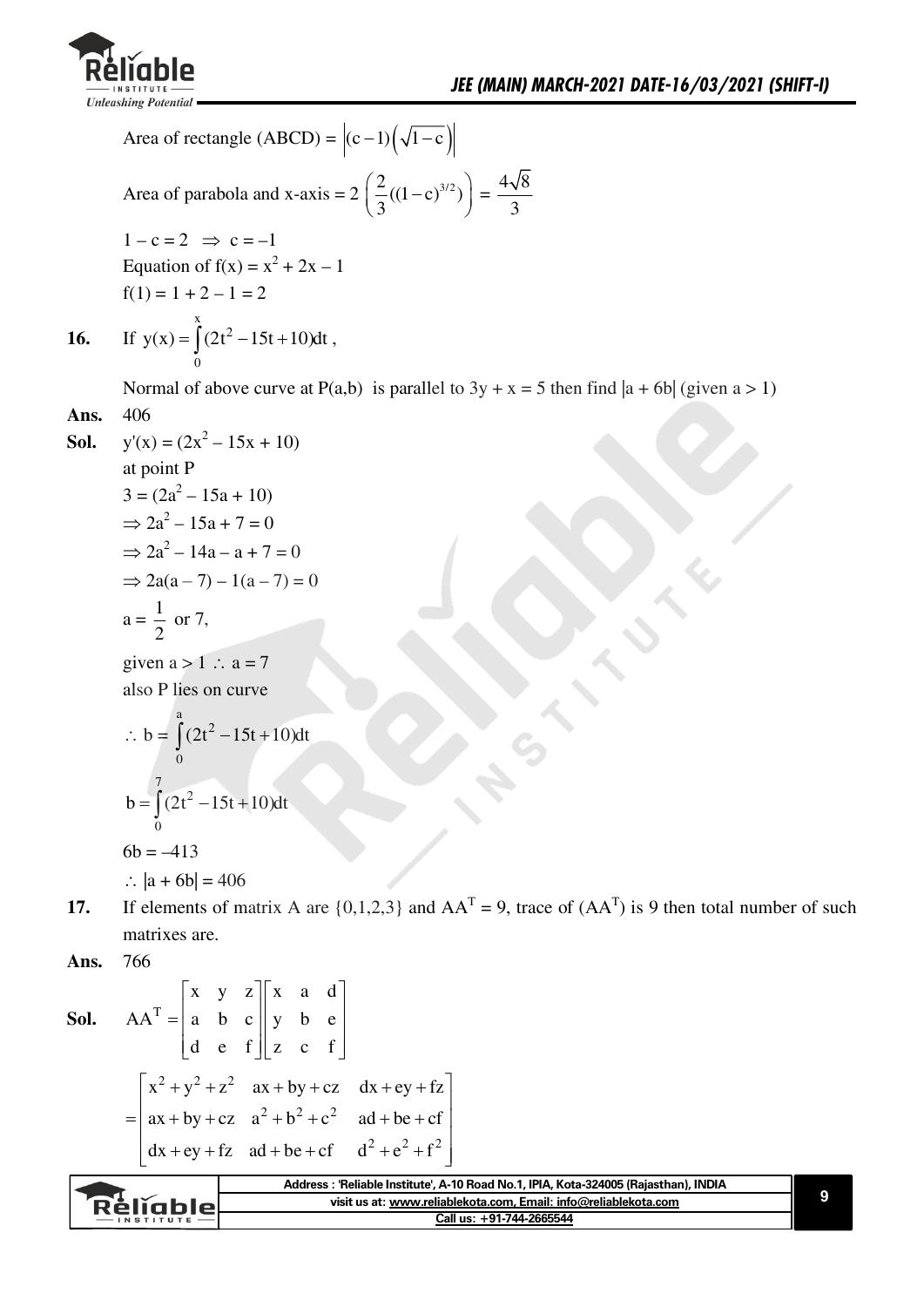Area of rectangle (ABCD) = $\left|(c-1)\left(\sqrt{1-c}\right)\right|$

Area of parabola and x-axis = $2\left(\frac{2}{3}((1-c)^{3/2})\right) = \frac{4\sqrt{8}}{3}$

$1 - c = 2 \Rightarrow c = -1$

Equation of $f(x) = x^2 + 2x - 1$

$f(1) = 1 + 2 - 1 = 2$

**16.** If $y(x) = \int_0^x (2t^2 - 15t + 10)dt$,

Normal of above curve at $P(a,b)$ is parallel to $3y + x = 5$ then find $|a + 6b|$ (given $a > 1$)

**Ans.** 406

**Sol.** $y'(x) = (2x^2 - 15x + 10)$

at point P

$3 = (2a^2 - 15a + 10)$

$\Rightarrow 2a^2 - 15a + 7 = 0$

$\Rightarrow 2a^2 - 14a - a + 7 = 0$

$\Rightarrow 2a(a - 7) - 1(a - 7) = 0$

$a = \frac{1}{2}$ or 7,

given $a > 1 \therefore a = 7$

also P lies on curve

$\therefore b = \int_0^a (2t^2 - 15t + 10)dt$

$b = \int_0^7 (2t^2 - 15t + 10)dt$

$6b = -413$

$\therefore |a + 6b| = 406$

**17.** If elements of matrix A are $\{0,1,2,3\}$ and $AA^T = 9$, trace of $(AA^T)$ is 9 then total number of such matrixes are.

**Ans.** 766

**Sol.** $AA^T = \begin{bmatrix} x & y & z \\ a & b & c \\ d & e & f \end{bmatrix}\begin{bmatrix} x & a & d \\ y & b & e \\ z & c & f \end{bmatrix}$

$= \begin{bmatrix} x^2+y^2+z^2 & ax+by+cz & dx+ey+fz \\ ax+by+cz & a^2+b^2+c^2 & ad+be+cf \\ dx+ey+fz & ad+be+cf & d^2+e^2+f^2 \end{bmatrix}$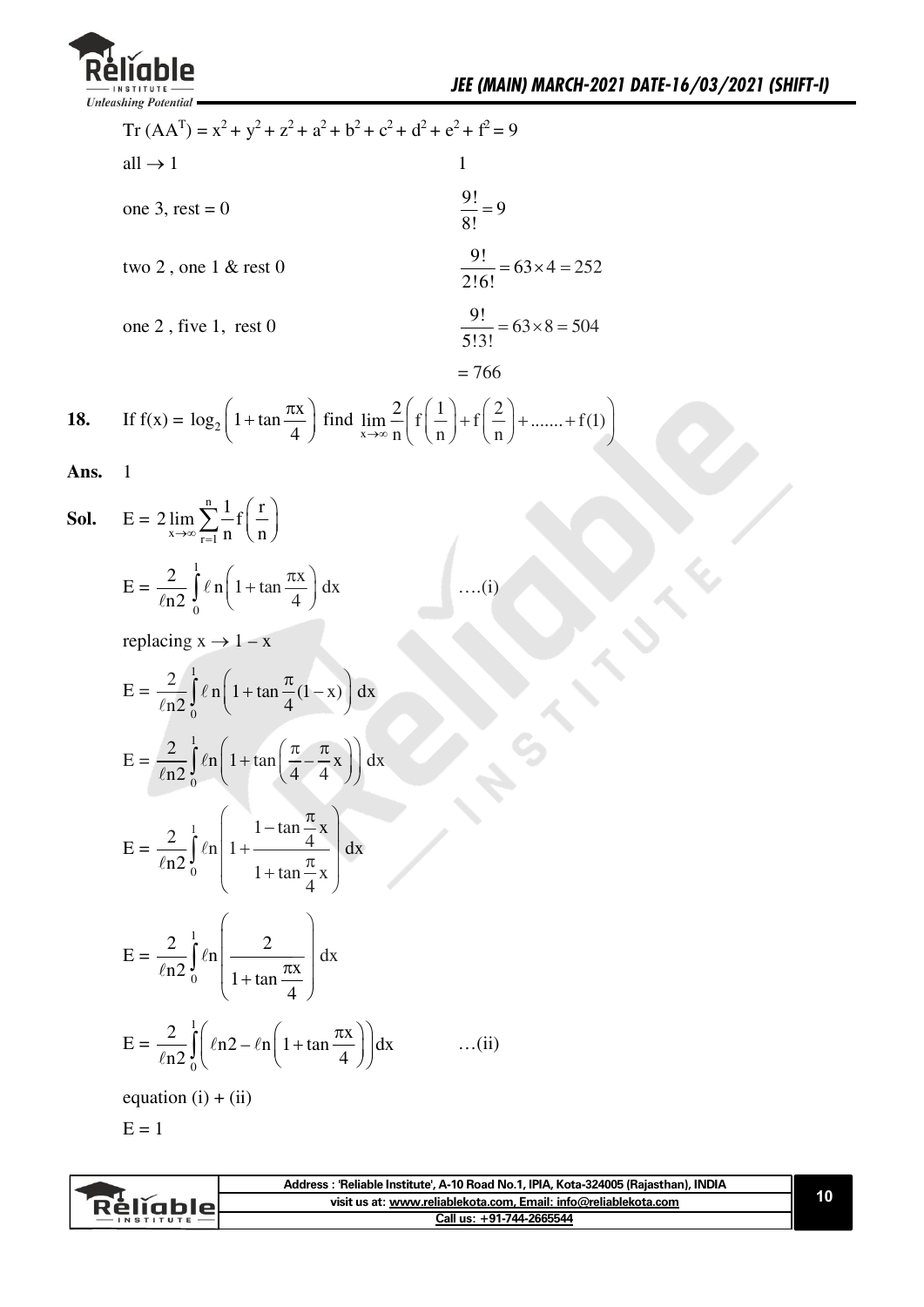$\text{Tr}(AA^T) = x^2 + y^2 + z^2 + a^2 + b^2 + c^2 + d^2 + e^2 + f^2 = 9$

| | |
|---|---|
| all $\to$ 1 | 1 |
| one 3, rest = 0 | $\frac{9!}{8!} = 9$ |
| two 2 , one 1 & rest 0 | $\frac{9!}{2!6!} = 63 \times 4 = 252$ |
| one 2 , five 1, rest 0 | $\frac{9!}{5!3!} = 63 \times 8 = 504$ |
| | $= 766$ |

**18.** If $f(x) = \log_2\left(1+\tan\frac{\pi x}{4}\right)$ find $\lim\limits_{x\to\infty}\frac{2}{n}\left(f\left(\frac{1}{n}\right)+f\left(\frac{2}{n}\right)+.......+f(1)\right)$

**Ans.** 1

**Sol.** $E = 2\lim\limits_{x\to\infty}\sum\limits_{r=1}^{n}\frac{1}{n}f\left(\frac{r}{n}\right)$

$$E = \frac{2}{\ell n2}\int_0^1 \ell n\left(1+\tan\frac{\pi x}{4}\right)dx \qquad \text{....(i)}$$

replacing $x \to 1 - x$

$$E = \frac{2}{\ell n2}\int_0^1 \ell n\left(1+\tan\frac{\pi}{4}(1-x)\right)dx$$

$$E = \frac{2}{\ell n2}\int_0^1 \ell n\left(1+\tan\left(\frac{\pi}{4}-\frac{\pi}{4}x\right)\right)dx$$

$$E = \frac{2}{\ell n2}\int_0^1 \ell n\left(1+\frac{1-\tan\frac{\pi}{4}x}{1+\tan\frac{\pi}{4}x}\right)dx$$

$$E = \frac{2}{\ell n2}\int_0^1 \ell n\left(\frac{2}{1+\tan\frac{\pi x}{4}}\right)dx$$

$$E = \frac{2}{\ell n2}\int_0^1\left(\ell n2 - \ell n\left(1+\tan\frac{\pi x}{4}\right)\right)dx \qquad \text{...(ii)}$$

equation (i) + (ii)

$E = 1$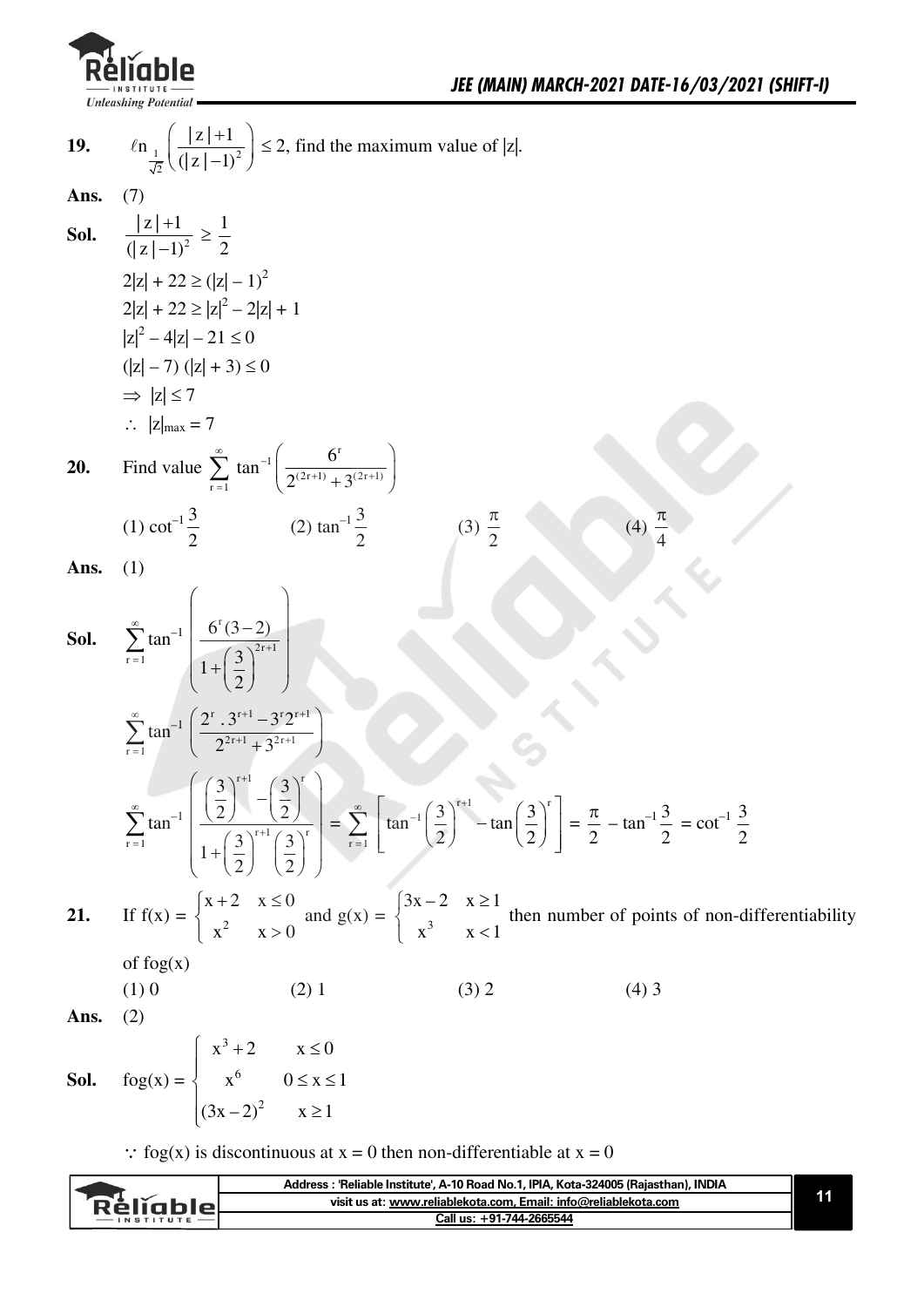**19.** $\ell n_{\frac{1}{\sqrt{2}}}\left(\frac{|z|+1}{(|z|-1)^2}\right) \le 2$, find the maximum value of $|z|$.

**Ans.** (7)

**Sol.** $\frac{|z|+1}{(|z|-1)^2} \ge \frac{1}{2}$

$2|z| + 22 \ge (|z| - 1)^2$

$2|z| + 22 \ge |z|^2 - 2|z| + 1$

$|z|^2 - 4|z| - 21 \le 0$

$(|z| - 7)(|z| + 3) \le 0$

$\Rightarrow |z| \le 7$

$\therefore |z|_{max} = 7$

**20.** Find value $\sum_{r=1}^{\infty} \tan^{-1}\left(\frac{6^r}{2^{(2r+1)} + 3^{(2r+1)}}\right)$

(1) $\cot^{-1}\frac{3}{2}$ (2) $\tan^{-1}\frac{3}{2}$ (3) $\frac{\pi}{2}$ (4) $\frac{\pi}{4}$

**Ans.** (1)

**Sol.** $\sum_{r=1}^{\infty} \tan^{-1}\left(\frac{6^r(3-2)}{1+\left(\frac{3}{2}\right)^{2r+1}}\right)$

$\sum_{r=1}^{\infty} \tan^{-1}\left(\frac{2^r \cdot 3^{r+1} - 3^r 2^{r+1}}{2^{2r+1} + 3^{2r+1}}\right)$

$\sum_{r=1}^{\infty} \tan^{-1}\left(\frac{\left(\frac{3}{2}\right)^{r+1} - \left(\frac{3}{2}\right)^r}{1+\left(\frac{3}{2}\right)^{r+1}\left(\frac{3}{2}\right)^r}\right) = \sum_{r=1}^{\infty}\left[\tan^{-1}\left(\frac{3}{2}\right)^{r+1} - \tan\left(\frac{3}{2}\right)^r\right] = \frac{\pi}{2} - \tan^{-1}\frac{3}{2} = \cot^{-1}\frac{3}{2}$

**21.** If $f(x) = \begin{cases} x+2 & x \le 0 \\ x^2 & x > 0 \end{cases}$ and $g(x) = \begin{cases} 3x-2 & x \ge 1 \\ x^3 & x < 1 \end{cases}$ then number of points of non-differentiability of $fog(x)$

(1) 0 (2) 1 (3) 2 (4) 3

**Ans.** (2)

**Sol.** $fog(x) = \begin{cases} x^3 + 2 & x \le 0 \\ x^6 & 0 \le x \le 1 \\ (3x-2)^2 & x \ge 1 \end{cases}$

$\because fog(x)$ is discontinuous at $x = 0$ then non-differentiable at $x = 0$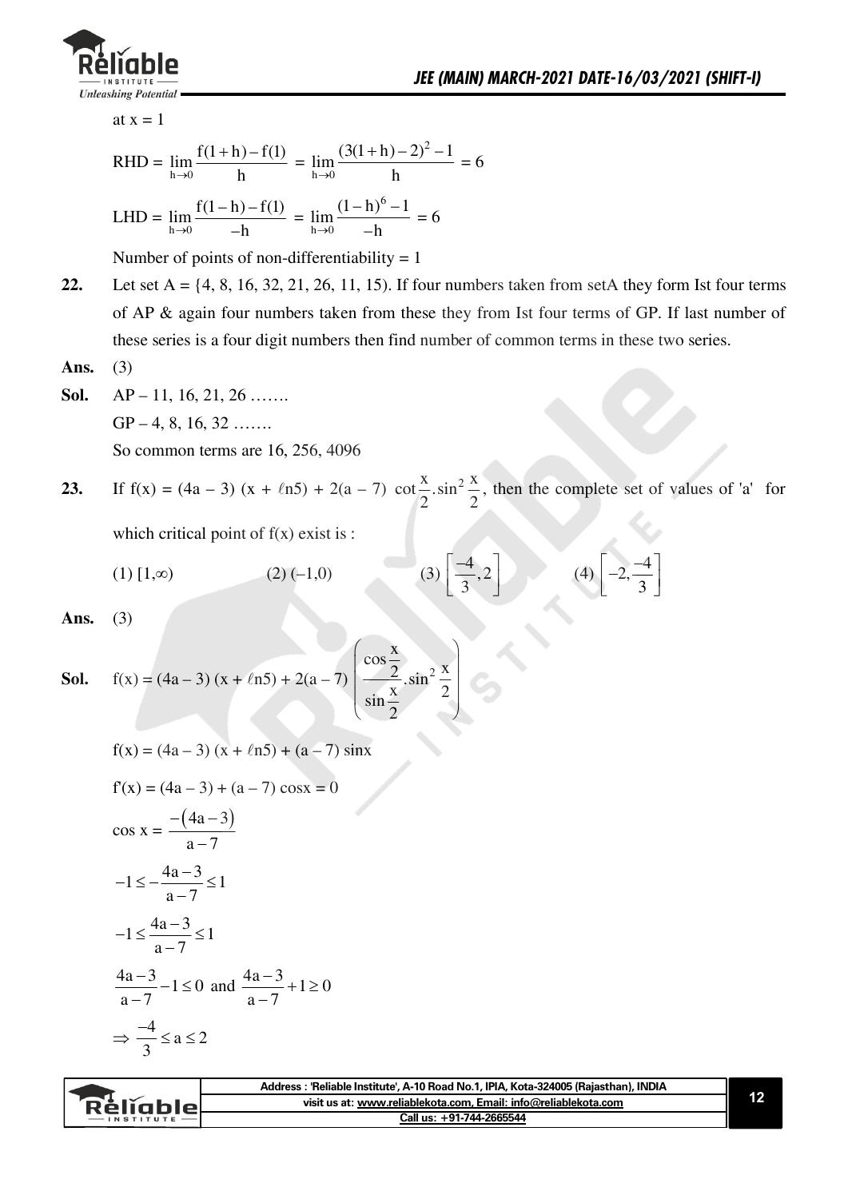at x = 1

$$\text{RHD} = \lim_{h\to 0}\frac{f(1+h)-f(1)}{h} = \lim_{h\to 0}\frac{(3(1+h)-2)^2-1}{h} = 6$$

$$\text{LHD} = \lim_{h\to 0}\frac{f(1-h)-f(1)}{-h} = \lim_{h\to 0}\frac{(1-h)^6-1}{-h} = 6$$

Number of points of non-differentiability = 1

**22.** Let set A = {4, 8, 16, 32, 21, 26, 11, 15). If four numbers taken from setA they form Ist four terms of AP & again four numbers taken from these they from Ist four terms of GP. If last number of these series is a four digit numbers then find number of common terms in these two series.

**Ans.** (3)

**Sol.** AP – 11, 16, 21, 26 …….

GP – 4, 8, 16, 32 …….

So common terms are 16, 256, 4096

**23.** If $f(x) = (4a-3)(x + \ell n5) + 2(a-7)\cot\frac{x}{2}.\sin^2\frac{x}{2}$, then the complete set of values of 'a' for which critical point of f(x) exist is :

(1) $[1,\infty)$ (2) $(-1,0)$ (3) $\left[\frac{-4}{3},2\right]$ (4) $\left[-2,\frac{-4}{3}\right]$

**Ans.** (3)

**Sol.** $f(x) = (4a-3)(x + \ell n5) + 2(a-7)\left(\frac{\cos\frac{x}{2}}{\sin\frac{x}{2}}.\sin^2\frac{x}{2}\right)$

$f(x) = (4a-3)(x + \ell n5) + (a-7)\sin x$

$f'(x) = (4a-3) + (a-7)\cos x = 0$

$\cos x = \frac{-(4a-3)}{a-7}$

$-1 \le -\frac{4a-3}{a-7} \le 1$

$-1 \le \frac{4a-3}{a-7} \le 1$

$\frac{4a-3}{a-7} - 1 \le 0$ and $\frac{4a-3}{a-7} + 1 \ge 0$

$\Rightarrow \frac{-4}{3} \le a \le 2$